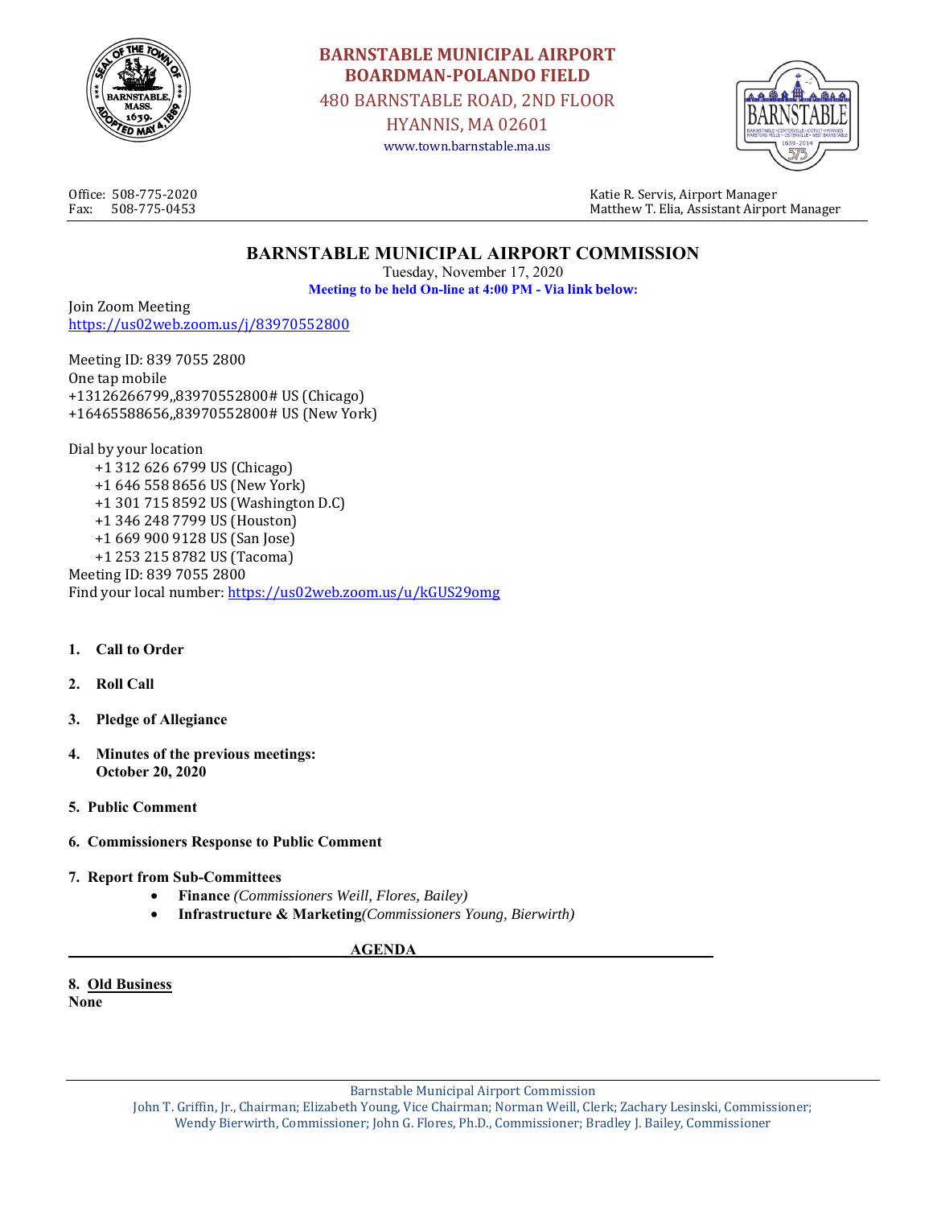**BARNSTABLE MUNICIPAL AIRPORT**
**BOARDMAN-POLANDO FIELD**
480 BARNSTABLE ROAD, 2ND FLOOR
HYANNIS, MA 02601
www.town.barnstable.ma.us

Office: 508-775-2020
Fax: 508-775-0453

Katie R. Servis, Airport Manager
Matthew T. Elia, Assistant Airport Manager

# BARNSTABLE MUNICIPAL AIRPORT COMMISSION

Tuesday, November 17, 2020

**Meeting to be held On-line at 4:00 PM - Via link below:**

Join Zoom Meeting
https://us02web.zoom.us/j/83970552800

Meeting ID: 839 7055 2800
One tap mobile
+13126266799,,83970552800# US (Chicago)
+16465588656,,83970552800# US (New York)

Dial by your location
+1 312 626 6799 US (Chicago)
+1 646 558 8656 US (New York)
+1 301 715 8592 US (Washington D.C)
+1 346 248 7799 US (Houston)
+1 669 900 9128 US (San Jose)
+1 253 215 8782 US (Tacoma)
Meeting ID: 839 7055 2800
Find your local number: https://us02web.zoom.us/u/kGUS29omg

1. **Call to Order**
2. **Roll Call**
3. **Pledge of Allegiance**
4. **Minutes of the previous meetings:**
   **October 20, 2020**
5. **Public Comment**
6. **Commissioners Response to Public Comment**
7. **Report from Sub-Committees**
   - **Finance** *(Commissioners Weill, Flores, Bailey)*
   - **Infrastructure & Marketing** *(Commissioners Young, Bierwirth)*

## AGENDA

**8. Old Business**
**None**

Barnstable Municipal Airport Commission
John T. Griffin, Jr., Chairman; Elizabeth Young, Vice Chairman; Norman Weill, Clerk; Zachary Lesinski, Commissioner; Wendy Bierwirth, Commissioner; John G. Flores, Ph.D., Commissioner; Bradley J. Bailey, Commissioner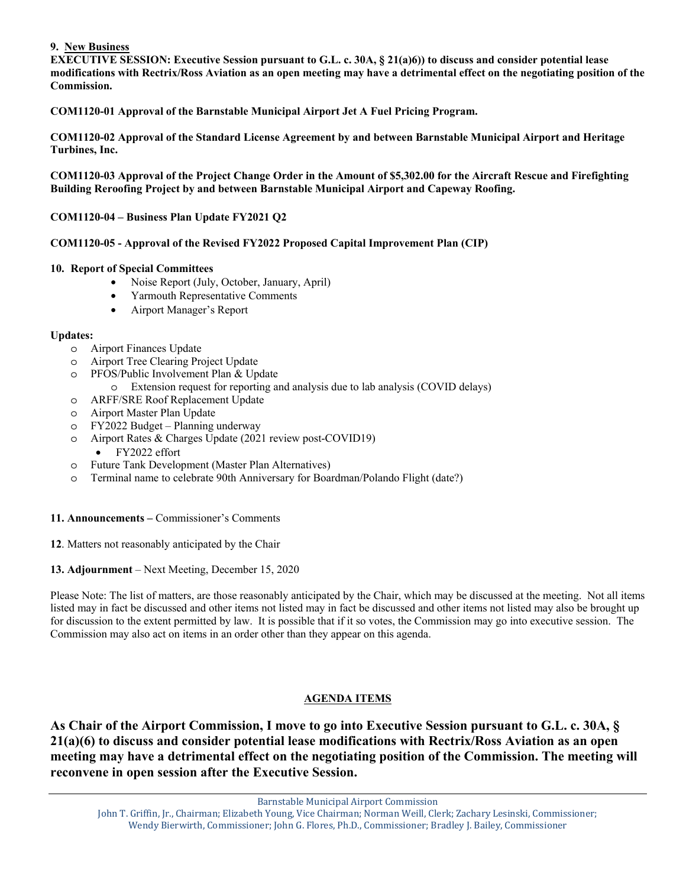**9. New Business**

**EXECUTIVE SESSION: Executive Session pursuant to G.L. c. 30A, § 21(a)6)) to discuss and consider potential lease modifications with Rectrix/Ross Aviation as an open meeting may have a detrimental effect on the negotiating position of the Commission.**

**COM1120-01 Approval of the Barnstable Municipal Airport Jet A Fuel Pricing Program.**

**COM1120-02 Approval of the Standard License Agreement by and between Barnstable Municipal Airport and Heritage Turbines, Inc.**

**COM1120-03 Approval of the Project Change Order in the Amount of $5,302.00 for the Aircraft Rescue and Firefighting Building Reroofing Project by and between Barnstable Municipal Airport and Capeway Roofing.**

**COM1120-04 – Business Plan Update FY2021 Q2**

**COM1120-05 - Approval of the Revised FY2022 Proposed Capital Improvement Plan (CIP)**

**10. Report of Special Committees**

- Noise Report (July, October, January, April)
- Yarmouth Representative Comments
- Airport Manager's Report

**Updates:**

- Airport Finances Update
- Airport Tree Clearing Project Update
- PFOS/Public Involvement Plan & Update
  - Extension request for reporting and analysis due to lab analysis (COVID delays)
- ARFF/SRE Roof Replacement Update
- Airport Master Plan Update
- FY2022 Budget – Planning underway
- Airport Rates & Charges Update (2021 review post-COVID19)
  - FY2022 effort
- Future Tank Development (Master Plan Alternatives)
- Terminal name to celebrate 90th Anniversary for Boardman/Polando Flight (date?)

**11. Announcements –** Commissioner's Comments

**12**. Matters not reasonably anticipated by the Chair

**13. Adjournment** – Next Meeting, December 15, 2020

Please Note: The list of matters, are those reasonably anticipated by the Chair, which may be discussed at the meeting. Not all items listed may in fact be discussed and other items not listed may in fact be discussed and other items not listed may also be brought up for discussion to the extent permitted by law. It is possible that if it so votes, the Commission may go into executive session. The Commission may also act on items in an order other than they appear on this agenda.

## AGENDA ITEMS

**As Chair of the Airport Commission, I move to go into Executive Session pursuant to G.L. c. 30A, § 21(a)(6) to discuss and consider potential lease modifications with Rectrix/Ross Aviation as an open meeting may have a detrimental effect on the negotiating position of the Commission. The meeting will reconvene in open session after the Executive Session.**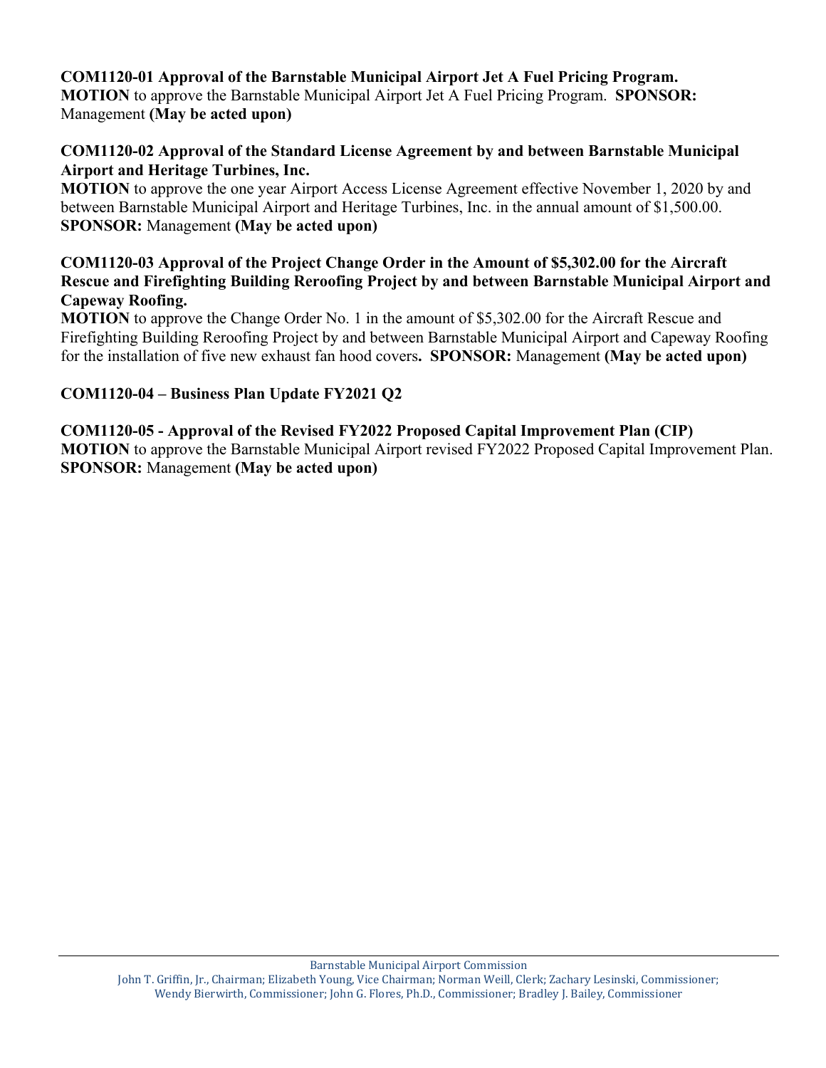**COM1120-01 Approval of the Barnstable Municipal Airport Jet A Fuel Pricing Program.**
**MOTION** to approve the Barnstable Municipal Airport Jet A Fuel Pricing Program. **SPONSOR:** Management **(May be acted upon)**

**COM1120-02 Approval of the Standard License Agreement by and between Barnstable Municipal Airport and Heritage Turbines, Inc.**
**MOTION** to approve the one year Airport Access License Agreement effective November 1, 2020 by and between Barnstable Municipal Airport and Heritage Turbines, Inc. in the annual amount of $1,500.00. **SPONSOR:** Management **(May be acted upon)**

**COM1120-03 Approval of the Project Change Order in the Amount of $5,302.00 for the Aircraft Rescue and Firefighting Building Reroofing Project by and between Barnstable Municipal Airport and Capeway Roofing.**
**MOTION** to approve the Change Order No. 1 in the amount of $5,302.00 for the Aircraft Rescue and Firefighting Building Reroofing Project by and between Barnstable Municipal Airport and Capeway Roofing for the installation of five new exhaust fan hood covers**. SPONSOR:** Management **(May be acted upon)**

**COM1120-04 – Business Plan Update FY2021 Q2**

**COM1120-05 - Approval of the Revised FY2022 Proposed Capital Improvement Plan (CIP)**
**MOTION** to approve the Barnstable Municipal Airport revised FY2022 Proposed Capital Improvement Plan. **SPONSOR:** Management **(May be acted upon)**

Barnstable Municipal Airport Commission
John T. Griffin, Jr., Chairman; Elizabeth Young, Vice Chairman; Norman Weill, Clerk; Zachary Lesinski, Commissioner; Wendy Bierwirth, Commissioner; John G. Flores, Ph.D., Commissioner; Bradley J. Bailey, Commissioner